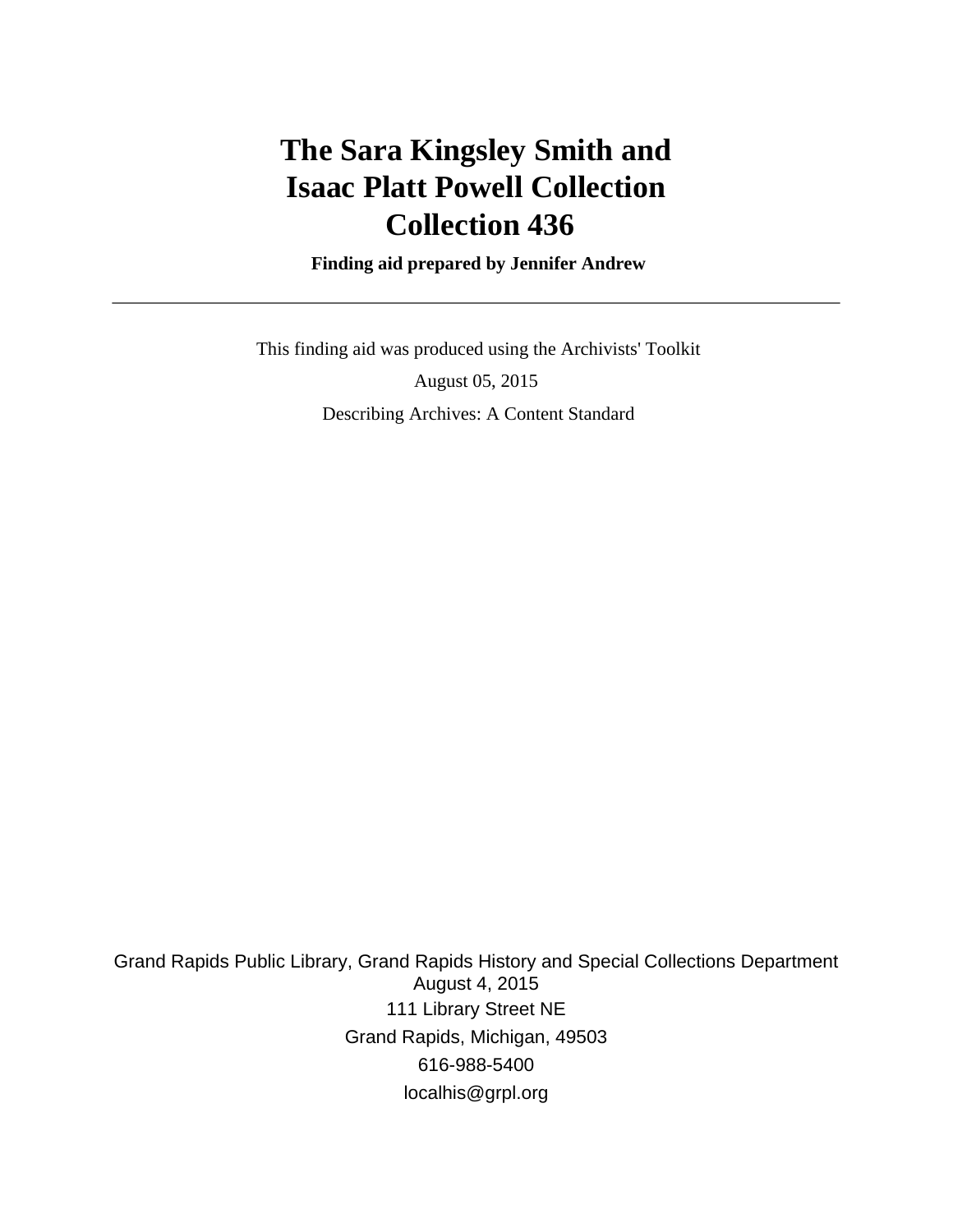# The Sara Kingsley Smith and Isaac Platt Powell Collection
# Collection 436

**Finding aid prepared by Jennifer Andrew**

---

This finding aid was produced using the Archivists' Toolkit

August 05, 2015

Describing Archives: A Content Standard

Grand Rapids Public Library, Grand Rapids History and Special Collections Department
August 4, 2015
111 Library Street NE
Grand Rapids, Michigan, 49503
616-988-5400
localhis@grpl.org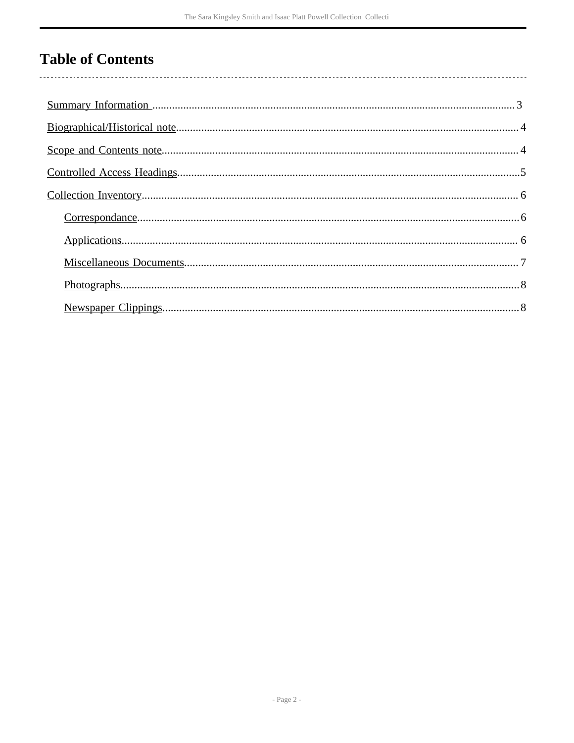# Table of Contents

Summary Information ........................................................ 3

Biographical/Historical note ........................................................ 4

Scope and Contents note ........................................................ 4

Controlled Access Headings ........................................................ 5

Collection Inventory ........................................................ 6

- Correspondance ........................................................ 6
- Applications ........................................................ 6
- Miscellaneous Documents ........................................................ 7
- Photographs ........................................................ 8
- Newspaper Clippings ........................................................ 8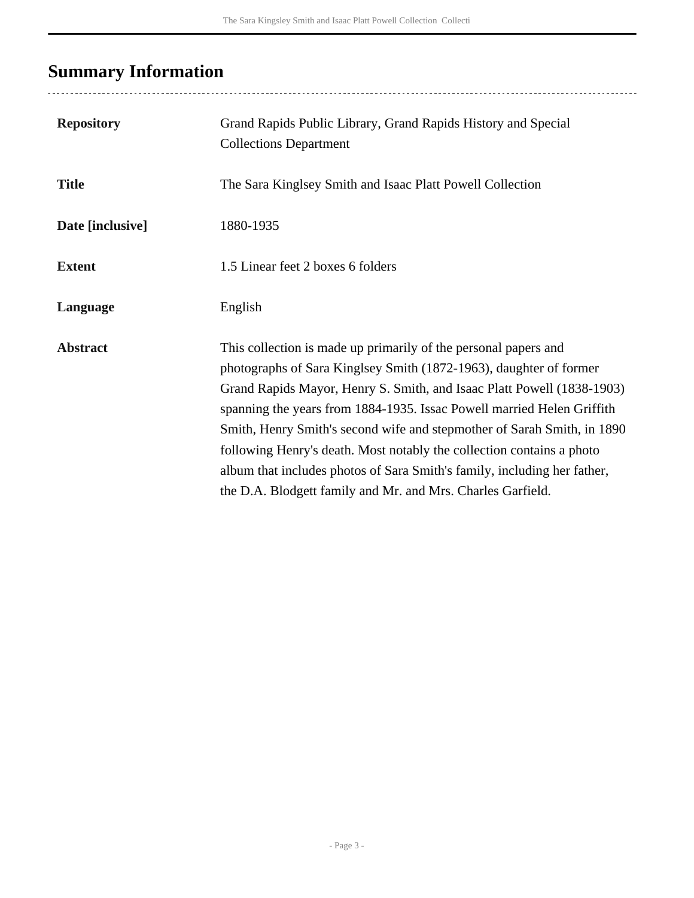## Summary Information

| | |
|---|---|
| **Repository** | Grand Rapids Public Library, Grand Rapids History and Special Collections Department |
| **Title** | The Sara Kinglsey Smith and Isaac Platt Powell Collection |
| **Date [inclusive]** | 1880-1935 |
| **Extent** | 1.5 Linear feet 2 boxes 6 folders |
| **Language** | English |
| **Abstract** | This collection is made up primarily of the personal papers and photographs of Sara Kinglsey Smith (1872-1963), daughter of former Grand Rapids Mayor, Henry S. Smith, and Isaac Platt Powell (1838-1903) spanning the years from 1884-1935. Issac Powell married Helen Griffith Smith, Henry Smith's second wife and stepmother of Sarah Smith, in 1890 following Henry's death. Most notably the collection contains a photo album that includes photos of Sara Smith's family, including her father, the D.A. Blodgett family and Mr. and Mrs. Charles Garfield. |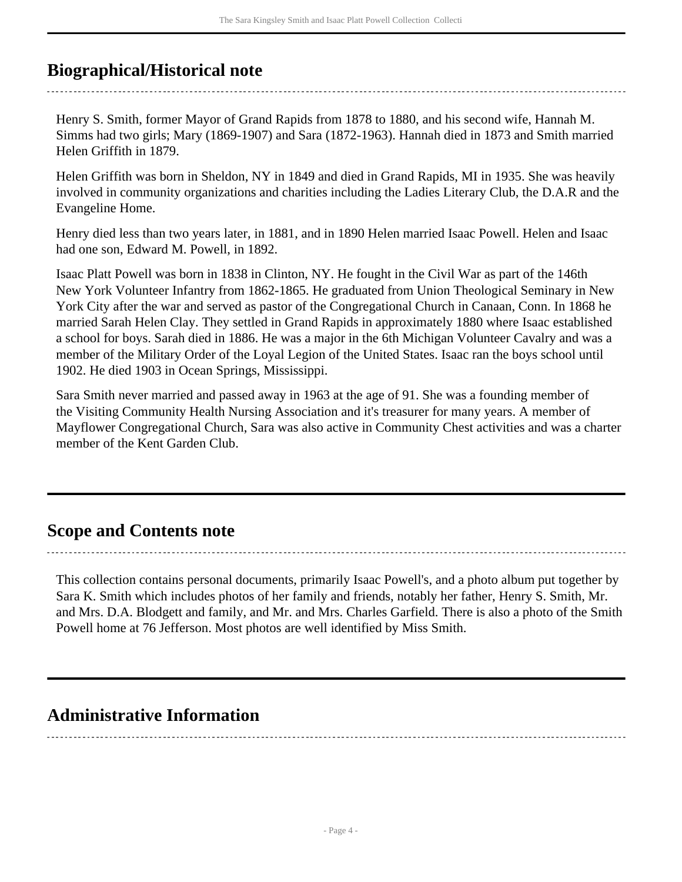## Biographical/Historical note

Henry S. Smith, former Mayor of Grand Rapids from 1878 to 1880, and his second wife, Hannah M. Simms had two girls; Mary (1869-1907) and Sara (1872-1963). Hannah died in 1873 and Smith married Helen Griffith in 1879.

Helen Griffith was born in Sheldon, NY in 1849 and died in Grand Rapids, MI in 1935. She was heavily involved in community organizations and charities including the Ladies Literary Club, the D.A.R and the Evangeline Home.

Henry died less than two years later, in 1881, and in 1890 Helen married Isaac Powell. Helen and Isaac had one son, Edward M. Powell, in 1892.

Isaac Platt Powell was born in 1838 in Clinton, NY. He fought in the Civil War as part of the 146th New York Volunteer Infantry from 1862-1865. He graduated from Union Theological Seminary in New York City after the war and served as pastor of the Congregational Church in Canaan, Conn. In 1868 he married Sarah Helen Clay. They settled in Grand Rapids in approximately 1880 where Isaac established a school for boys. Sarah died in 1886. He was a major in the 6th Michigan Volunteer Cavalry and was a member of the Military Order of the Loyal Legion of the United States. Isaac ran the boys school until 1902. He died 1903 in Ocean Springs, Mississippi.

Sara Smith never married and passed away in 1963 at the age of 91. She was a founding member of the Visiting Community Health Nursing Association and it's treasurer for many years. A member of Mayflower Congregational Church, Sara was also active in Community Chest activities and was a charter member of the Kent Garden Club.

## Scope and Contents note

This collection contains personal documents, primarily Isaac Powell's, and a photo album put together by Sara K. Smith which includes photos of her family and friends, notably her father, Henry S. Smith, Mr. and Mrs. D.A. Blodgett and family, and Mr. and Mrs. Charles Garfield. There is also a photo of the Smith Powell home at 76 Jefferson. Most photos are well identified by Miss Smith.

## Administrative Information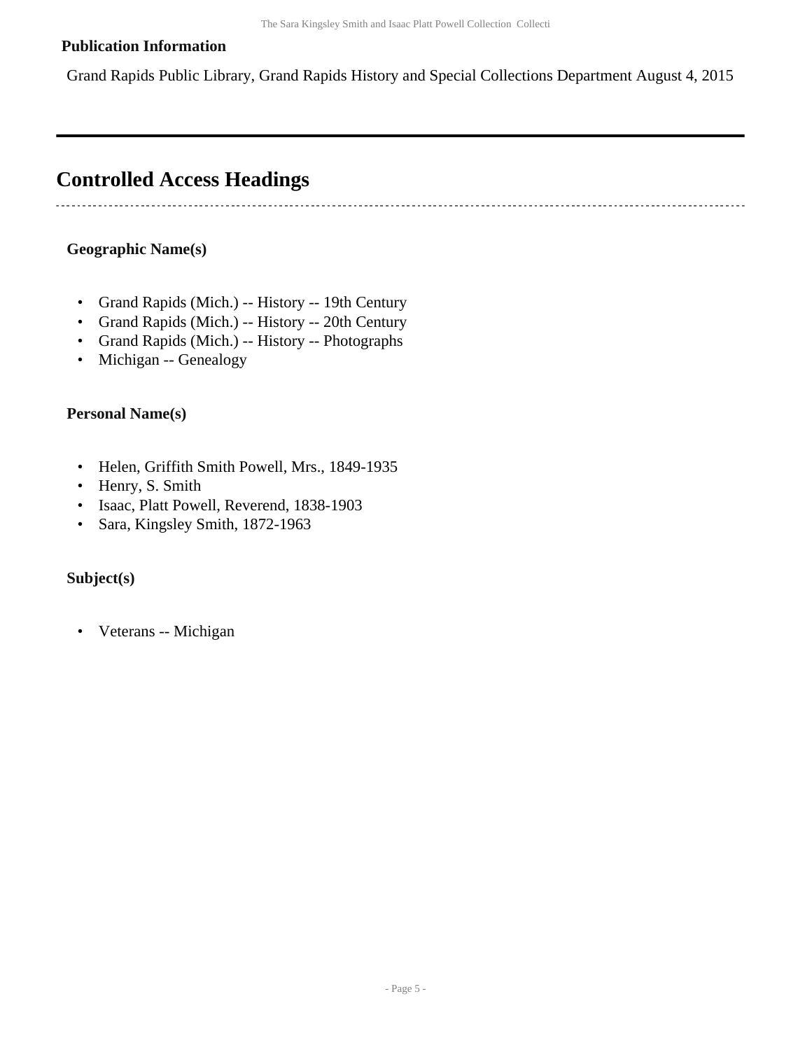**Publication Information**

Grand Rapids Public Library, Grand Rapids History and Special Collections Department August 4, 2015

## Controlled Access Headings

**Geographic Name(s)**

- Grand Rapids (Mich.) -- History -- 19th Century
- Grand Rapids (Mich.) -- History -- 20th Century
- Grand Rapids (Mich.) -- History -- Photographs
- Michigan -- Genealogy

**Personal Name(s)**

- Helen, Griffith Smith Powell, Mrs., 1849-1935
- Henry, S. Smith
- Isaac, Platt Powell, Reverend, 1838-1903
- Sara, Kingsley Smith, 1872-1963

**Subject(s)**

- Veterans -- Michigan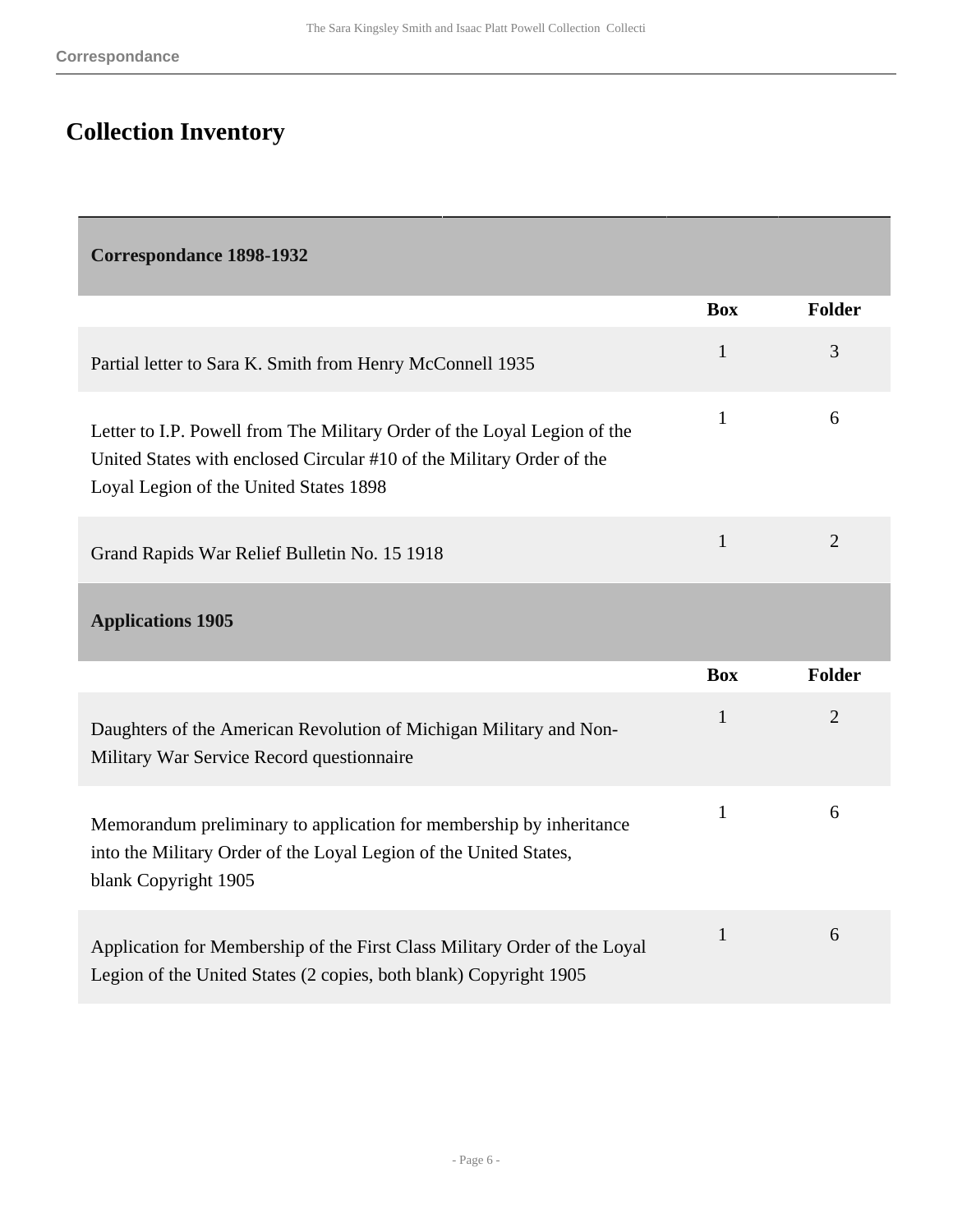# Collection Inventory

| Correspondance 1898-1932 | | |
|---|---|---|
| | **Box** | **Folder** |
| Partial letter to Sara K. Smith from Henry McConnell 1935 | 1 | 3 |
| Letter to I.P. Powell from The Military Order of the Loyal Legion of the United States with enclosed Circular #10 of the Military Order of the Loyal Legion of the United States 1898 | 1 | 6 |
| Grand Rapids War Relief Bulletin No. 15 1918 | 1 | 2 |

| Applications 1905 | | |
|---|---|---|
| | **Box** | **Folder** |
| Daughters of the American Revolution of Michigan Military and Non-Military War Service Record questionnaire | 1 | 2 |
| Memorandum preliminary to application for membership by inheritance into the Military Order of the Loyal Legion of the United States, blank Copyright 1905 | 1 | 6 |
| Application for Membership of the First Class Military Order of the Loyal Legion of the United States (2 copies, both blank) Copyright 1905 | 1 | 6 |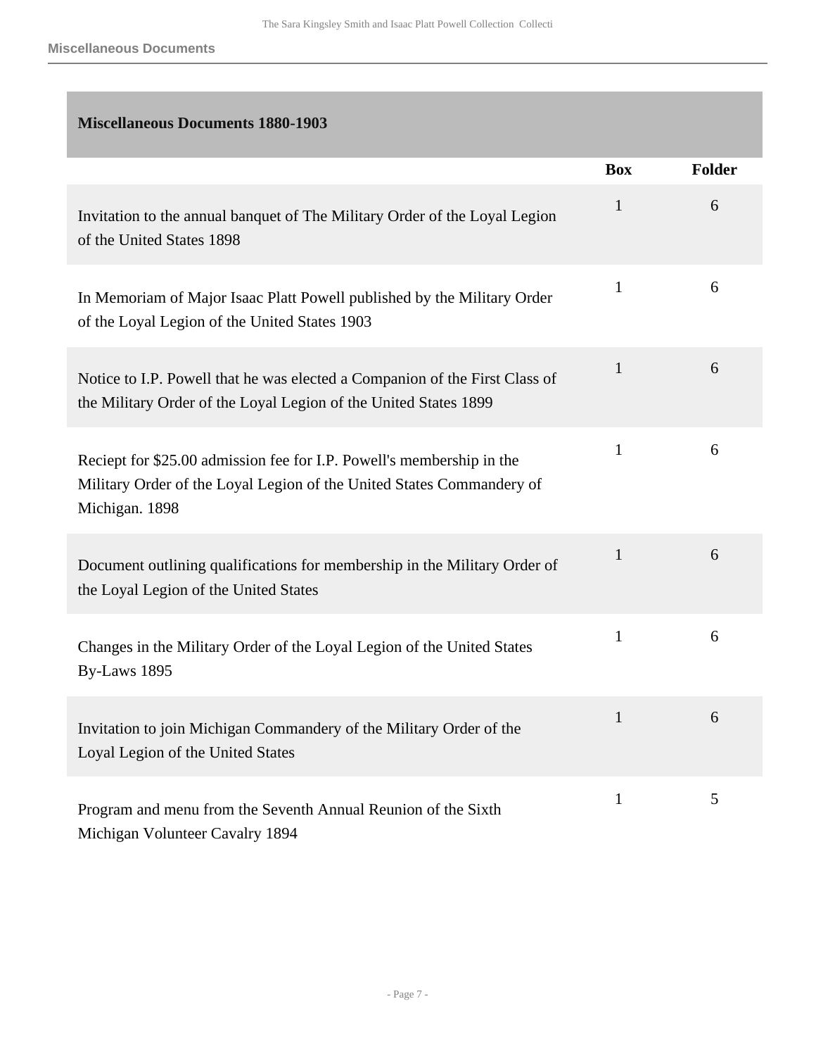## Miscellaneous Documents 1880-1903

| | Box | Folder |
|---|---|---|
| Invitation to the annual banquet of The Military Order of the Loyal Legion of the United States 1898 | 1 | 6 |
| In Memoriam of Major Isaac Platt Powell published by the Military Order of the Loyal Legion of the United States 1903 | 1 | 6 |
| Notice to I.P. Powell that he was elected a Companion of the First Class of the Military Order of the Loyal Legion of the United States 1899 | 1 | 6 |
| Reciept for $25.00 admission fee for I.P. Powell's membership in the Military Order of the Loyal Legion of the United States Commandery of Michigan. 1898 | 1 | 6 |
| Document outlining qualifications for membership in the Military Order of the Loyal Legion of the United States | 1 | 6 |
| Changes in the Military Order of the Loyal Legion of the United States By-Laws 1895 | 1 | 6 |
| Invitation to join Michigan Commandery of the Military Order of the Loyal Legion of the United States | 1 | 6 |
| Program and menu from the Seventh Annual Reunion of the Sixth Michigan Volunteer Cavalry 1894 | 1 | 5 |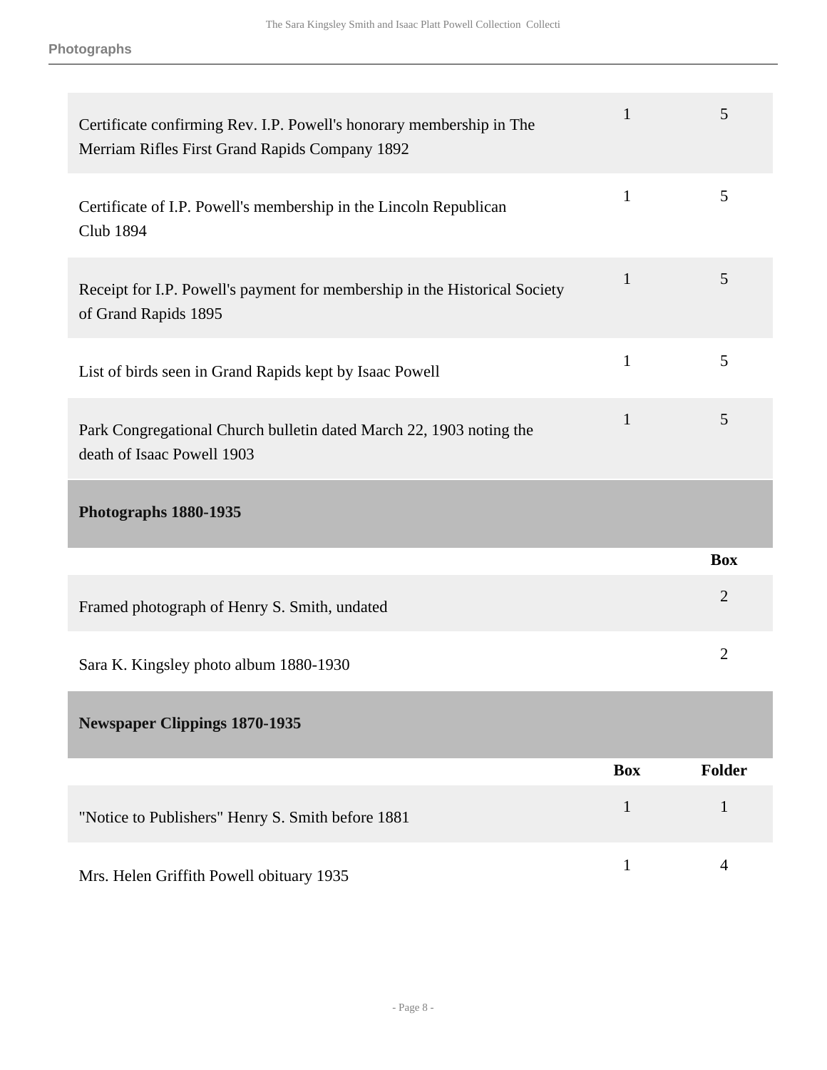| | | |
|---|---|---|
| Certificate confirming Rev. I.P. Powell's honorary membership in The Merriam Rifles First Grand Rapids Company 1892 | 1 | 5 |
| Certificate of I.P. Powell's membership in the Lincoln Republican Club 1894 | 1 | 5 |
| Receipt for I.P. Powell's payment for membership in the Historical Society of Grand Rapids 1895 | 1 | 5 |
| List of birds seen in Grand Rapids kept by Isaac Powell | 1 | 5 |
| Park Congregational Church bulletin dated March 22, 1903 noting the death of Isaac Powell 1903 | 1 | 5 |

**Photographs 1880-1935**

| | Box |
|---|---|
| Framed photograph of Henry S. Smith, undated | 2 |
| Sara K. Kingsley photo album 1880-1930 | 2 |

**Newspaper Clippings 1870-1935**

| | Box | Folder |
|---|---|---|
| "Notice to Publishers" Henry S. Smith before 1881 | 1 | 1 |
| Mrs. Helen Griffith Powell obituary 1935 | 1 | 4 |